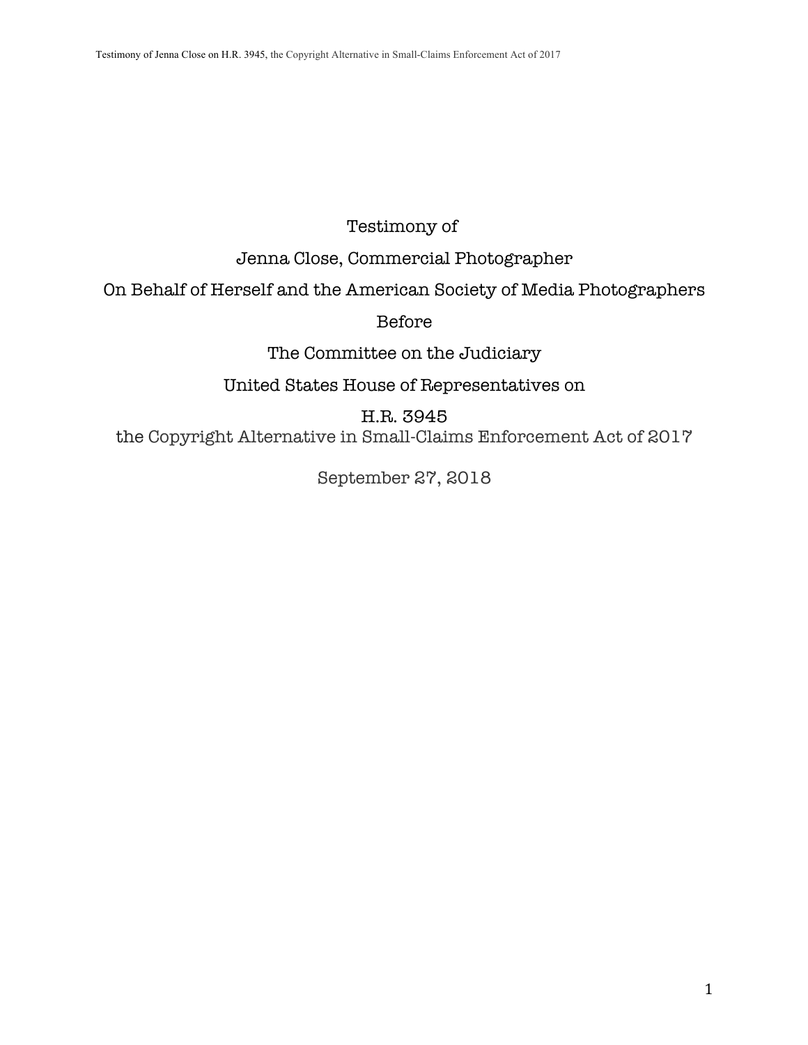Testimony of

Jenna Close, Commercial Photographer

On Behalf of Herself and the American Society of Media Photographers

Before

The Committee on the Judiciary

United States House of Representatives on

H.R. 3945

the Copyright Alternative in Small-Claims Enforcement Act of 2017

September 27, 2018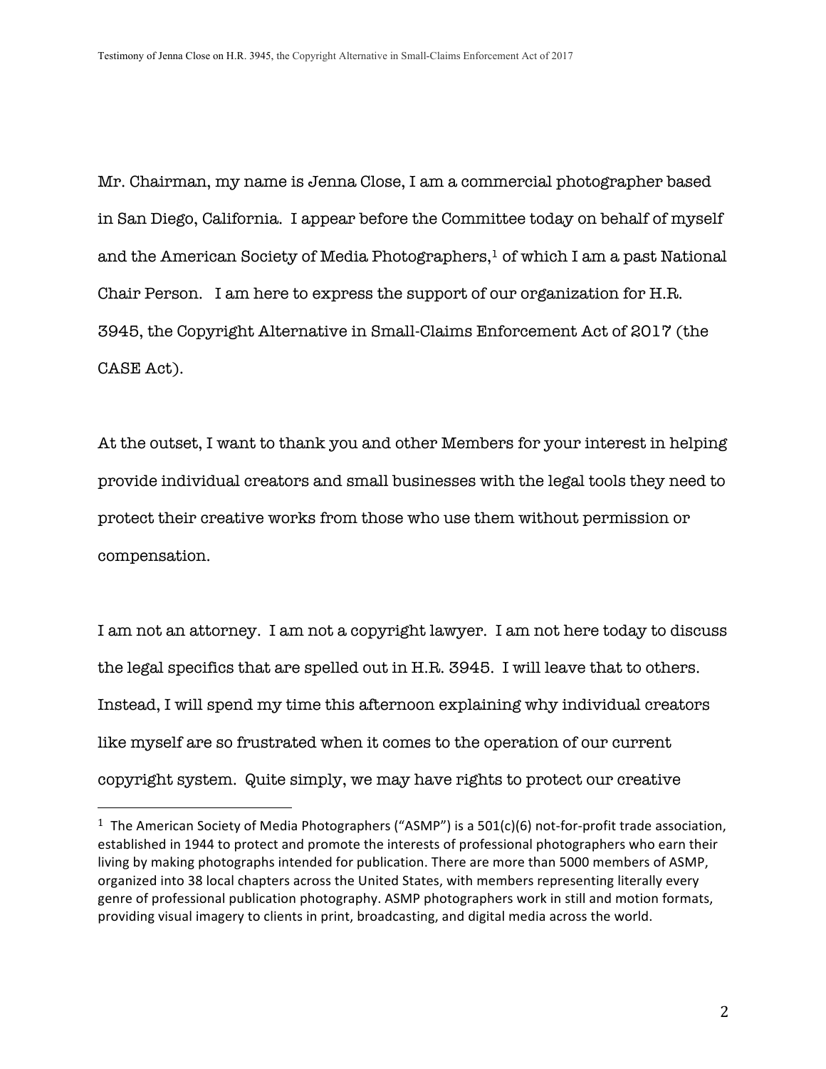Mr. Chairman, my name is Jenna Close, I am a commercial photographer based in San Diego, California. I appear before the Committee today on behalf of myself and the American Society of Media Photographers,[1] of which I am a past National Chair Person. I am here to express the support of our organization for H.R. 3945, the Copyright Alternative in Small-Claims Enforcement Act of 2017 (the CASE Act).

At the outset, I want to thank you and other Members for your interest in helping provide individual creators and small businesses with the legal tools they need to protect their creative works from those who use them without permission or compensation.

I am not an attorney. I am not a copyright lawyer. I am not here today to discuss the legal specifics that are spelled out in H.R. 3945. I will leave that to others. Instead, I will spend my time this afternoon explaining why individual creators like myself are so frustrated when it comes to the operation of our current copyright system. Quite simply, we may have rights to protect our creative

---

[1] The American Society of Media Photographers ("ASMP") is a 501(c)(6) not-for-profit trade association, established in 1944 to protect and promote the interests of professional photographers who earn their living by making photographs intended for publication. There are more than 5000 members of ASMP, organized into 38 local chapters across the United States, with members representing literally every genre of professional publication photography. ASMP photographers work in still and motion formats, providing visual imagery to clients in print, broadcasting, and digital media across the world.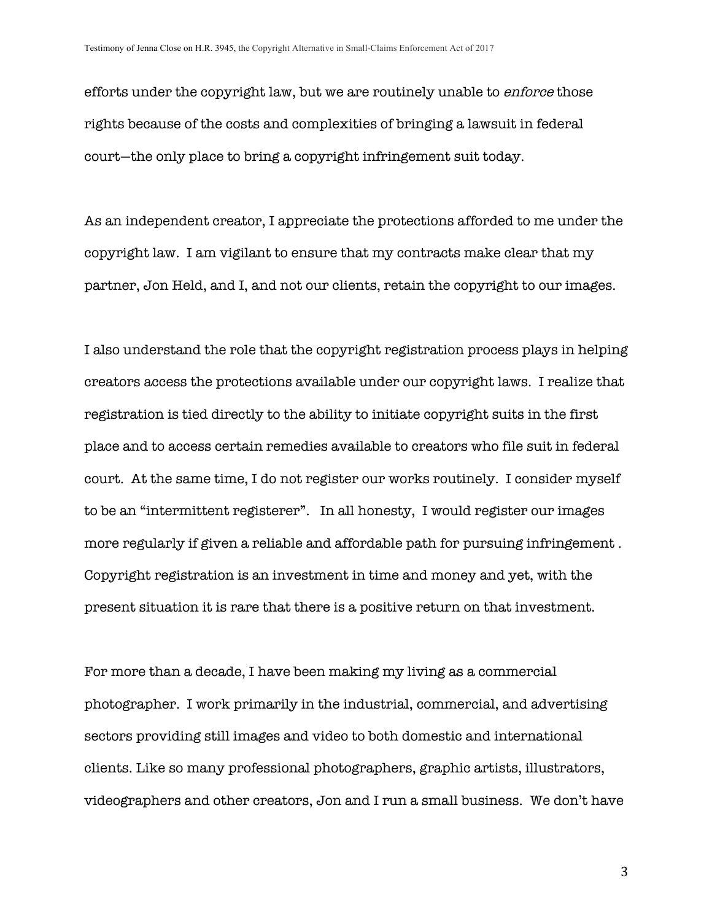efforts under the copyright law, but we are routinely unable to *enforce* those rights because of the costs and complexities of bringing a lawsuit in federal court—the only place to bring a copyright infringement suit today.

As an independent creator, I appreciate the protections afforded to me under the copyright law. I am vigilant to ensure that my contracts make clear that my partner, Jon Held, and I, and not our clients, retain the copyright to our images.

I also understand the role that the copyright registration process plays in helping creators access the protections available under our copyright laws. I realize that registration is tied directly to the ability to initiate copyright suits in the first place and to access certain remedies available to creators who file suit in federal court. At the same time, I do not register our works routinely. I consider myself to be an "intermittent registerer". In all honesty, I would register our images more regularly if given a reliable and affordable path for pursuing infringement . Copyright registration is an investment in time and money and yet, with the present situation it is rare that there is a positive return on that investment.

For more than a decade, I have been making my living as a commercial photographer. I work primarily in the industrial, commercial, and advertising sectors providing still images and video to both domestic and international clients. Like so many professional photographers, graphic artists, illustrators, videographers and other creators, Jon and I run a small business. We don't have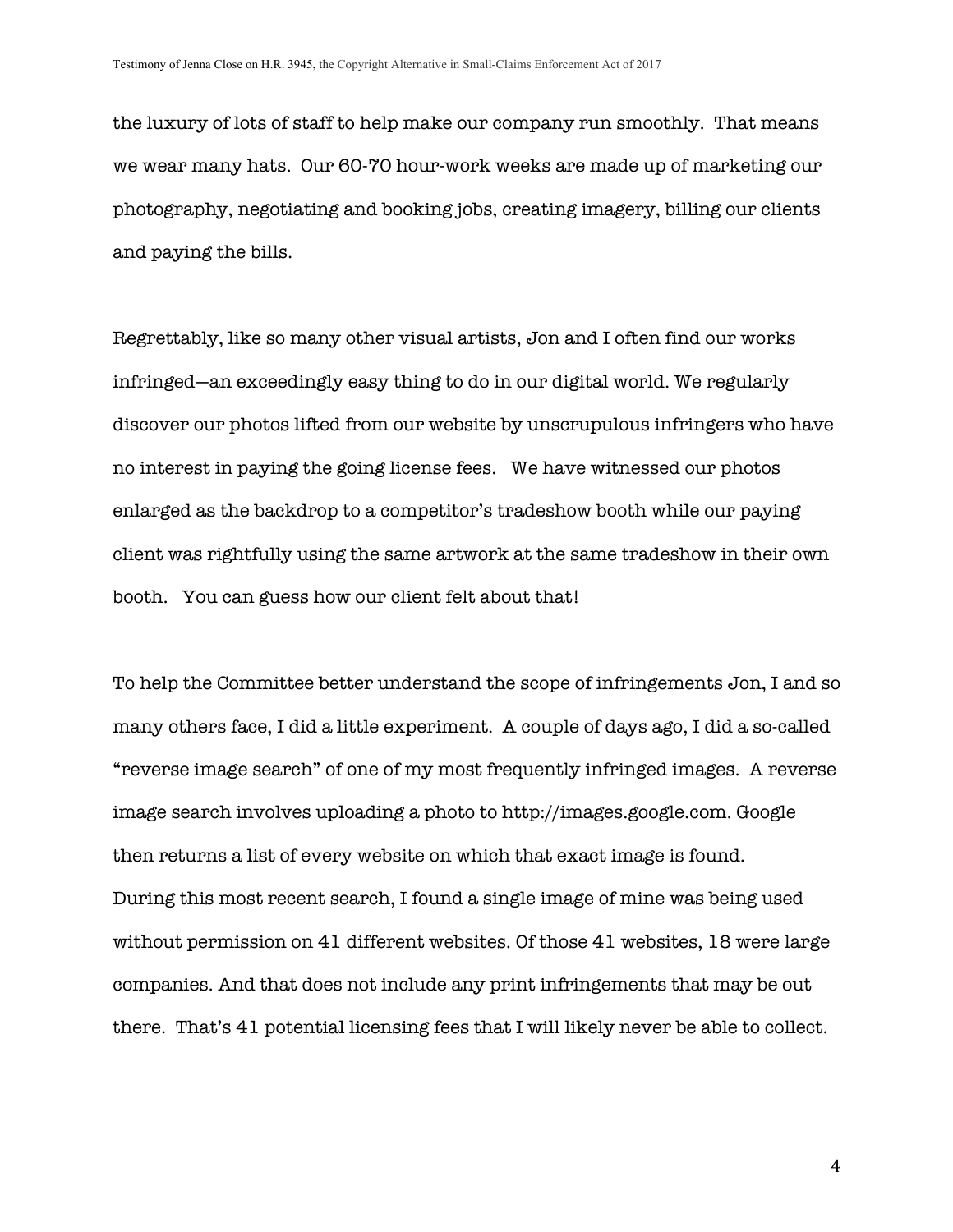the luxury of lots of staff to help make our company run smoothly. That means we wear many hats. Our 60-70 hour-work weeks are made up of marketing our photography, negotiating and booking jobs, creating imagery, billing our clients and paying the bills.

Regrettably, like so many other visual artists, Jon and I often find our works infringed—an exceedingly easy thing to do in our digital world. We regularly discover our photos lifted from our website by unscrupulous infringers who have no interest in paying the going license fees. We have witnessed our photos enlarged as the backdrop to a competitor's tradeshow booth while our paying client was rightfully using the same artwork at the same tradeshow in their own booth. You can guess how our client felt about that!

To help the Committee better understand the scope of infringements Jon, I and so many others face, I did a little experiment. A couple of days ago, I did a so-called "reverse image search" of one of my most frequently infringed images. A reverse image search involves uploading a photo to http://images.google.com. Google then returns a list of every website on which that exact image is found. During this most recent search, I found a single image of mine was being used without permission on 41 different websites. Of those 41 websites, 18 were large companies. And that does not include any print infringements that may be out there. That's 41 potential licensing fees that I will likely never be able to collect.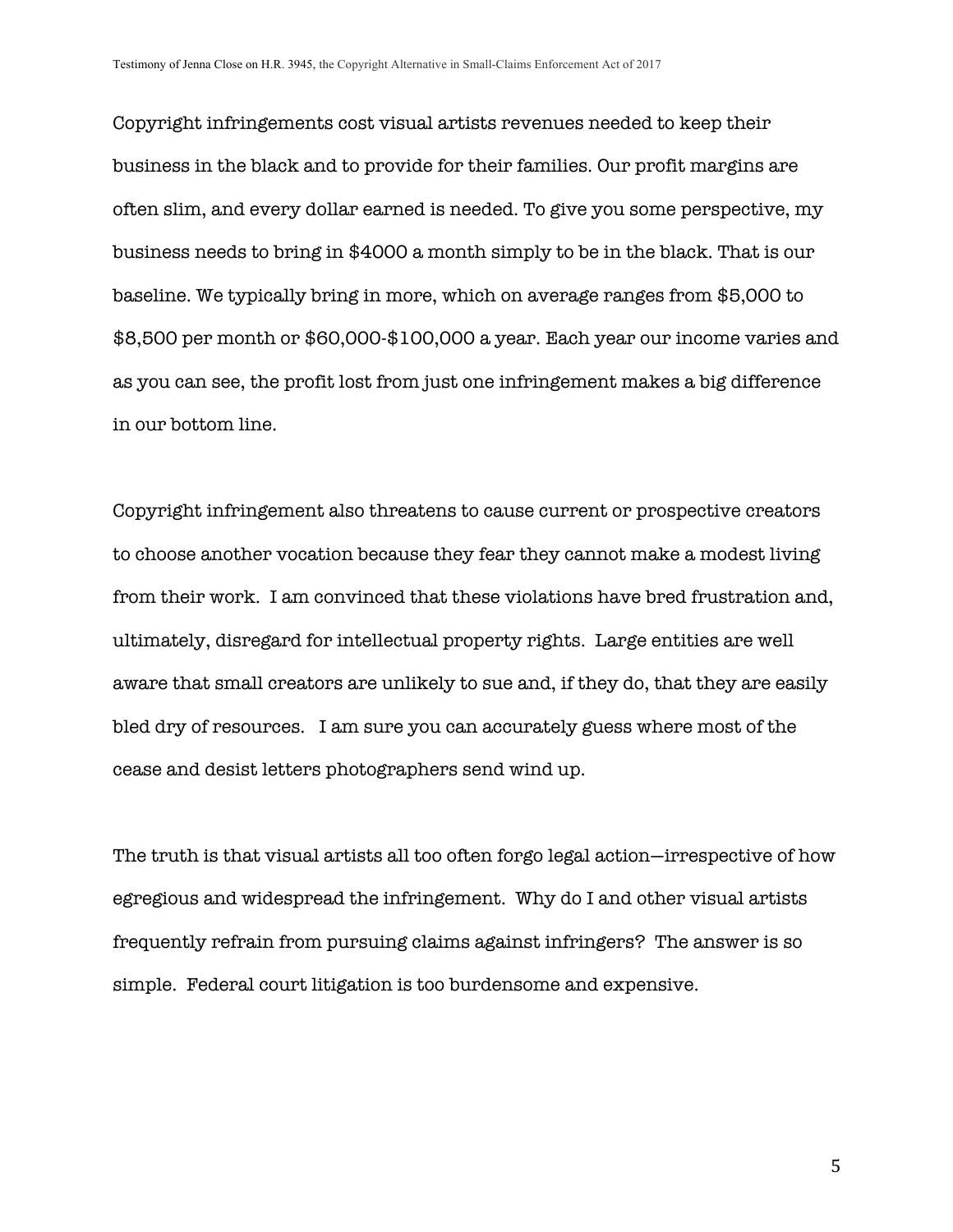Copyright infringements cost visual artists revenues needed to keep their business in the black and to provide for their families. Our profit margins are often slim, and every dollar earned is needed. To give you some perspective, my business needs to bring in $4000 a month simply to be in the black. That is our baseline. We typically bring in more, which on average ranges from $5,000 to $8,500 per month or $60,000-$100,000 a year. Each year our income varies and as you can see, the profit lost from just one infringement makes a big difference in our bottom line.

Copyright infringement also threatens to cause current or prospective creators to choose another vocation because they fear they cannot make a modest living from their work. I am convinced that these violations have bred frustration and, ultimately, disregard for intellectual property rights. Large entities are well aware that small creators are unlikely to sue and, if they do, that they are easily bled dry of resources. I am sure you can accurately guess where most of the cease and desist letters photographers send wind up.

The truth is that visual artists all too often forgo legal action—irrespective of how egregious and widespread the infringement. Why do I and other visual artists frequently refrain from pursuing claims against infringers? The answer is so simple. Federal court litigation is too burdensome and expensive.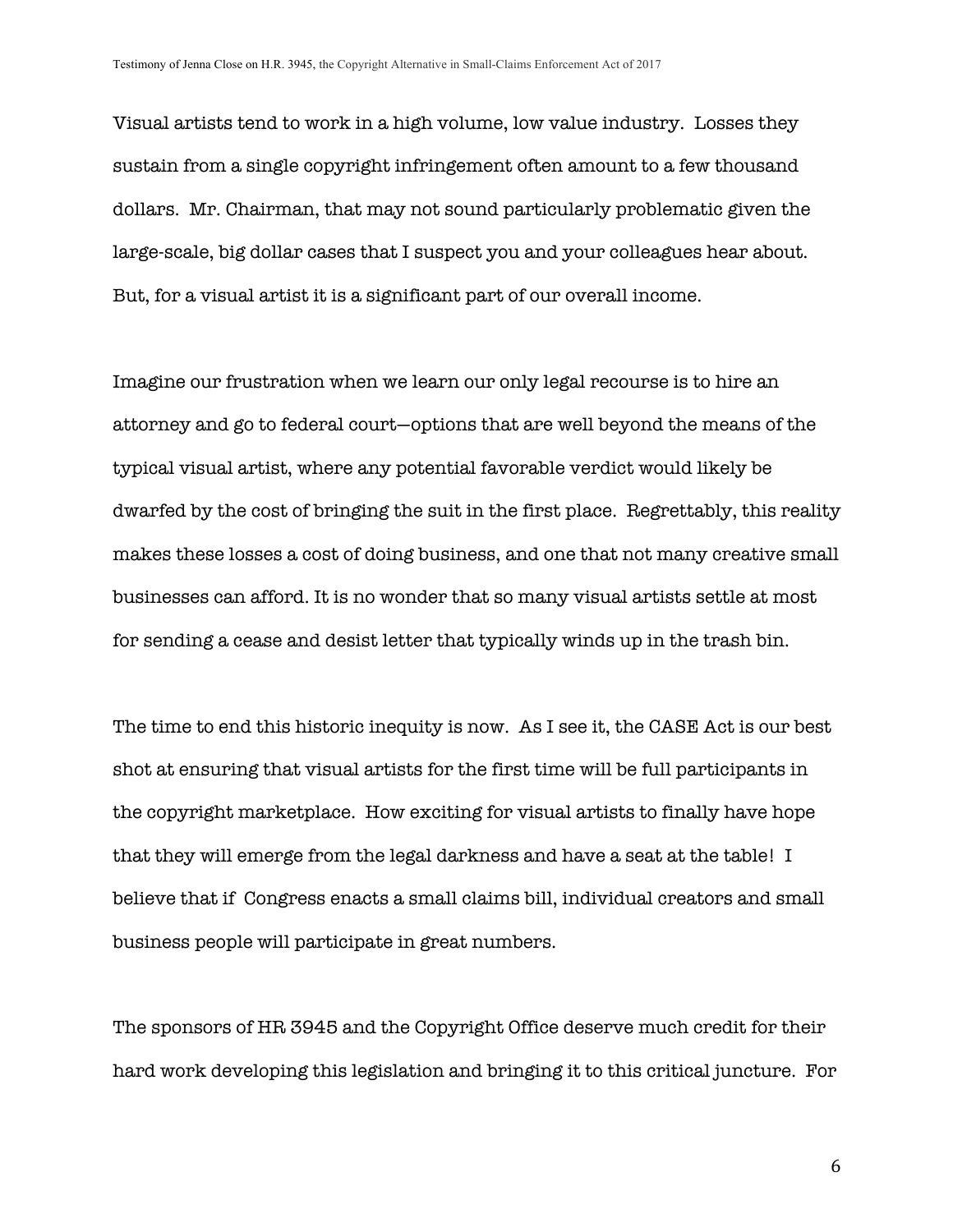Visual artists tend to work in a high volume, low value industry. Losses they sustain from a single copyright infringement often amount to a few thousand dollars. Mr. Chairman, that may not sound particularly problematic given the large-scale, big dollar cases that I suspect you and your colleagues hear about. But, for a visual artist it is a significant part of our overall income.

Imagine our frustration when we learn our only legal recourse is to hire an attorney and go to federal court—options that are well beyond the means of the typical visual artist, where any potential favorable verdict would likely be dwarfed by the cost of bringing the suit in the first place. Regrettably, this reality makes these losses a cost of doing business, and one that not many creative small businesses can afford. It is no wonder that so many visual artists settle at most for sending a cease and desist letter that typically winds up in the trash bin.

The time to end this historic inequity is now. As I see it, the CASE Act is our best shot at ensuring that visual artists for the first time will be full participants in the copyright marketplace. How exciting for visual artists to finally have hope that they will emerge from the legal darkness and have a seat at the table! I believe that if Congress enacts a small claims bill, individual creators and small business people will participate in great numbers.

The sponsors of HR 3945 and the Copyright Office deserve much credit for their hard work developing this legislation and bringing it to this critical juncture. For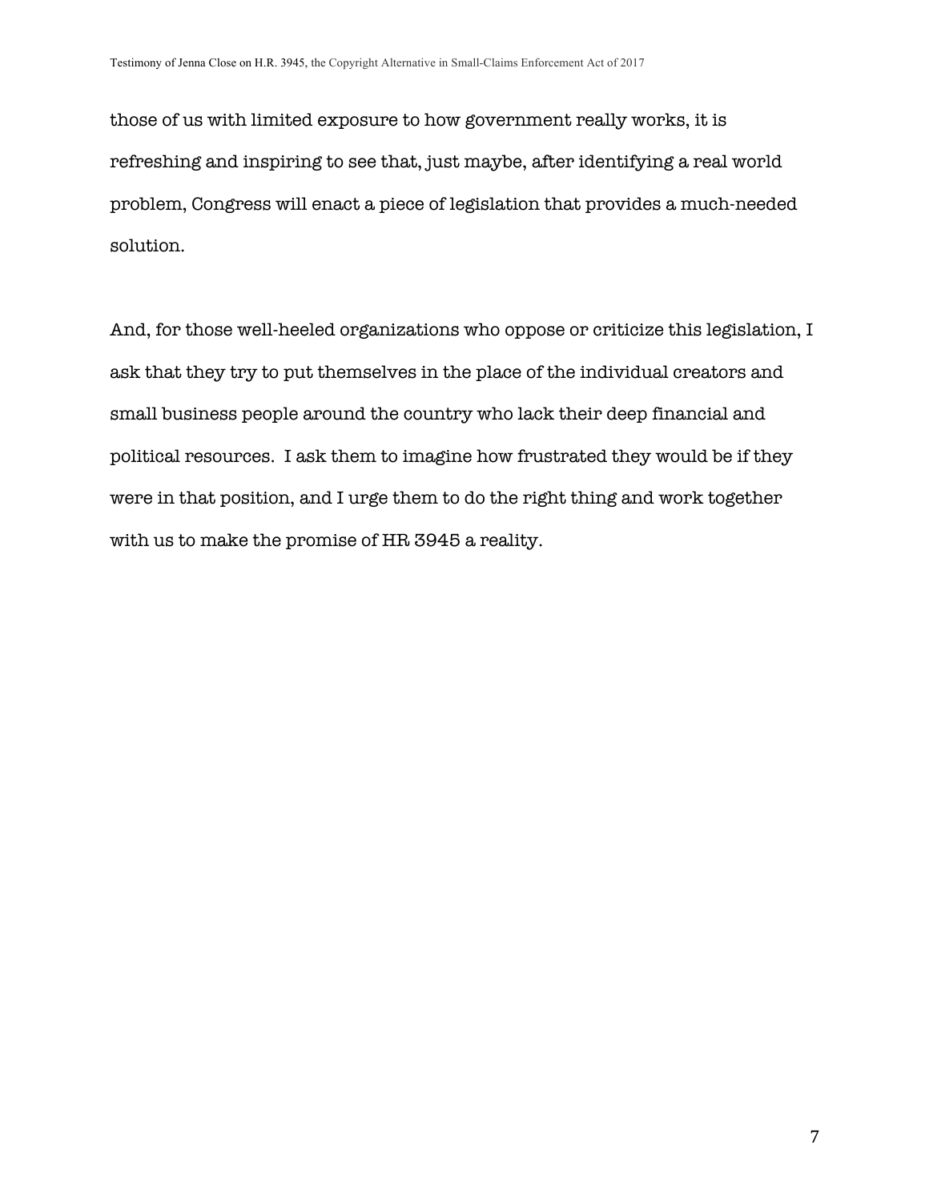those of us with limited exposure to how government really works, it is refreshing and inspiring to see that, just maybe, after identifying a real world problem, Congress will enact a piece of legislation that provides a much-needed solution.

And, for those well-heeled organizations who oppose or criticize this legislation, I ask that they try to put themselves in the place of the individual creators and small business people around the country who lack their deep financial and political resources. I ask them to imagine how frustrated they would be if they were in that position, and I urge them to do the right thing and work together with us to make the promise of HR 3945 a reality.